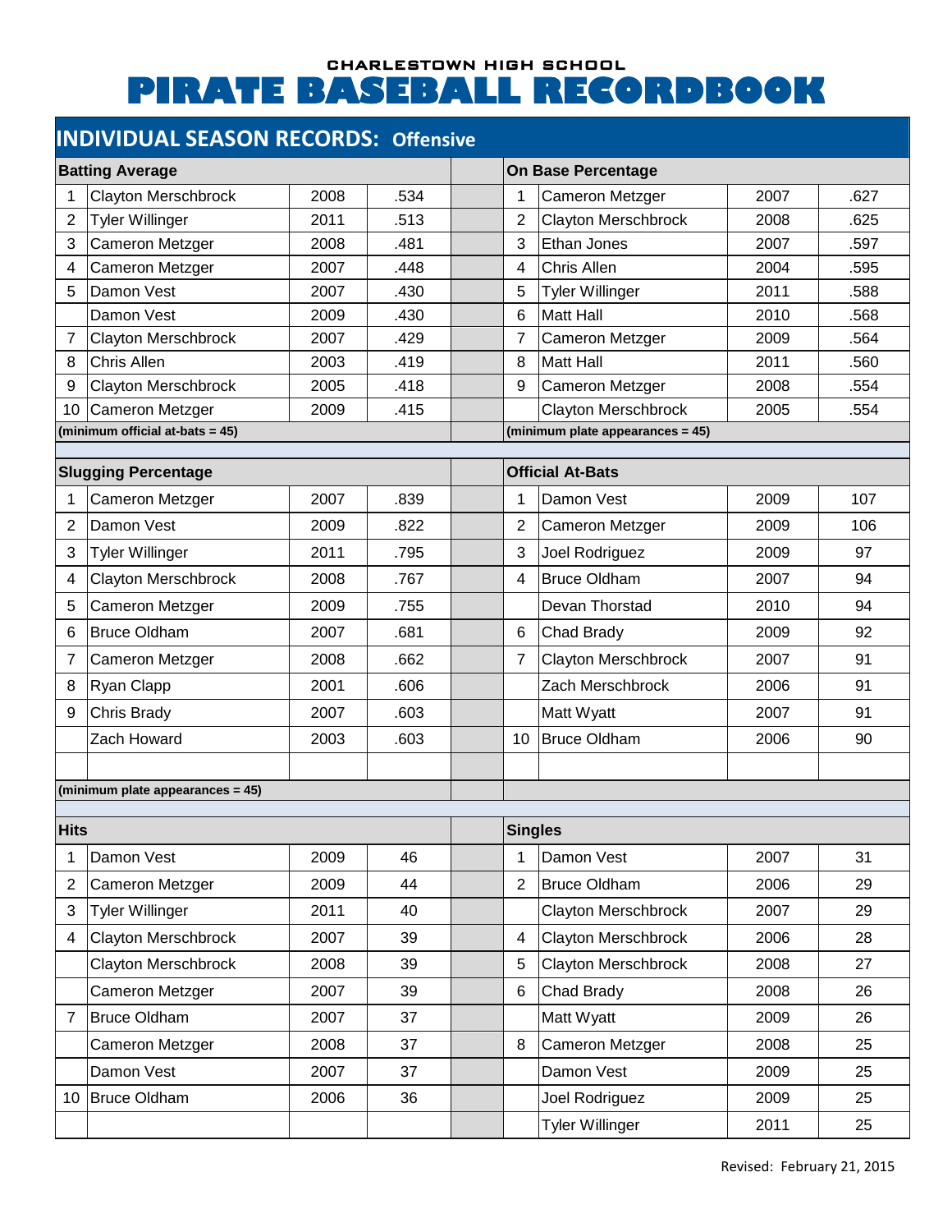# CHARLESTOWN HIGH SCHOOL
# PIRATE BASEBALL RECORDBOOK

## INDIVIDUAL SEASON RECORDS: Offensive

### Batting Average

| Rank | Name | Year | AVG |
|---|---|---|---|
| 1 | Clayton Merschbrock | 2008 | .534 |
| 2 | Tyler Willinger | 2011 | .513 |
| 3 | Cameron Metzger | 2008 | .481 |
| 4 | Cameron Metzger | 2007 | .448 |
| 5 | Damon Vest | 2007 | .430 |
| | Damon Vest | 2009 | .430 |
| 7 | Clayton Merschbrock | 2007 | .429 |
| 8 | Chris Allen | 2003 | .419 |
| 9 | Clayton Merschbrock | 2005 | .418 |
| 10 | Cameron Metzger | 2009 | .415 |

(minimum official at-bats = 45)

### On Base Percentage

| Rank | Name | Year | OBP |
|---|---|---|---|
| 1 | Cameron Metzger | 2007 | .627 |
| 2 | Clayton Merschbrock | 2008 | .625 |
| 3 | Ethan Jones | 2007 | .597 |
| 4 | Chris Allen | 2004 | .595 |
| 5 | Tyler Willinger | 2011 | .588 |
| 6 | Matt Hall | 2010 | .568 |
| 7 | Cameron Metzger | 2009 | .564 |
| 8 | Matt Hall | 2011 | .560 |
| 9 | Cameron Metzger | 2008 | .554 |
| | Clayton Merschbrock | 2005 | .554 |

(minimum plate appearances = 45)

### Slugging Percentage

| Rank | Name | Year | SLG |
|---|---|---|---|
| 1 | Cameron Metzger | 2007 | .839 |
| 2 | Damon Vest | 2009 | .822 |
| 3 | Tyler Willinger | 2011 | .795 |
| 4 | Clayton Merschbrock | 2008 | .767 |
| 5 | Cameron Metzger | 2009 | .755 |
| 6 | Bruce Oldham | 2007 | .681 |
| 7 | Cameron Metzger | 2008 | .662 |
| 8 | Ryan Clapp | 2001 | .606 |
| 9 | Chris Brady | 2007 | .603 |
| | Zach Howard | 2003 | .603 |

(minimum plate appearances = 45)

### Official At-Bats

| Rank | Name | Year | AB |
|---|---|---|---|
| 1 | Damon Vest | 2009 | 107 |
| 2 | Cameron Metzger | 2009 | 106 |
| 3 | Joel Rodriguez | 2009 | 97 |
| 4 | Bruce Oldham | 2007 | 94 |
| | Devan Thorstad | 2010 | 94 |
| 6 | Chad Brady | 2009 | 92 |
| 7 | Clayton Merschbrock | 2007 | 91 |
| | Zach Merschbrock | 2006 | 91 |
| | Matt Wyatt | 2007 | 91 |
| 10 | Bruce Oldham | 2006 | 90 |

### Hits

| Rank | Name | Year | H |
|---|---|---|---|
| 1 | Damon Vest | 2009 | 46 |
| 2 | Cameron Metzger | 2009 | 44 |
| 3 | Tyler Willinger | 2011 | 40 |
| 4 | Clayton Merschbrock | 2007 | 39 |
| | Clayton Merschbrock | 2008 | 39 |
| | Cameron Metzger | 2007 | 39 |
| 7 | Bruce Oldham | 2007 | 37 |
| | Cameron Metzger | 2008 | 37 |
| | Damon Vest | 2007 | 37 |
| 10 | Bruce Oldham | 2006 | 36 |

### Singles

| Rank | Name | Year | 1B |
|---|---|---|---|
| 1 | Damon Vest | 2007 | 31 |
| 2 | Bruce Oldham | 2006 | 29 |
| | Clayton Merschbrock | 2007 | 29 |
| 4 | Clayton Merschbrock | 2006 | 28 |
| 5 | Clayton Merschbrock | 2008 | 27 |
| 6 | Chad Brady | 2008 | 26 |
| | Matt Wyatt | 2009 | 26 |
| 8 | Cameron Metzger | 2008 | 25 |
| | Damon Vest | 2009 | 25 |
| | Joel Rodriguez | 2009 | 25 |
| | Tyler Willinger | 2011 | 25 |

Revised: February 21, 2015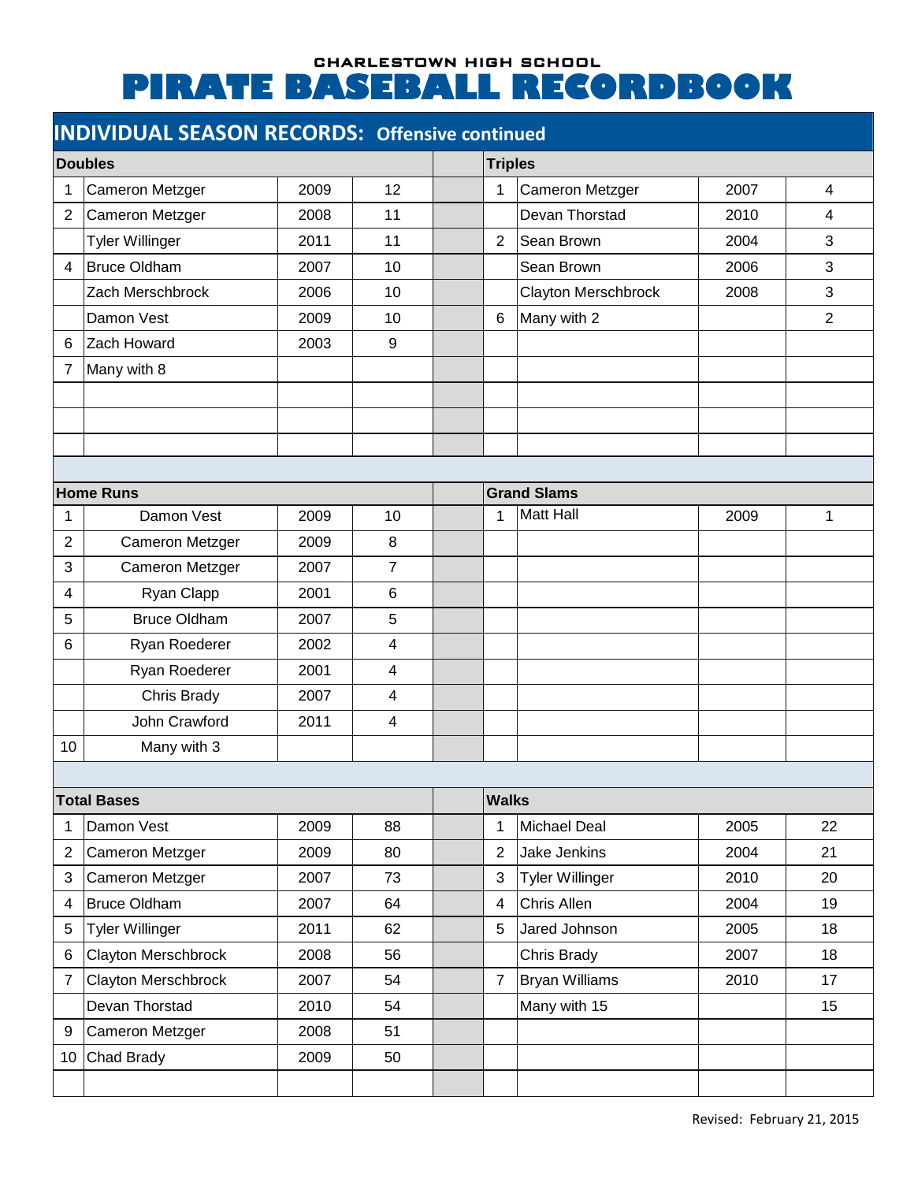CHARLESTOWN HIGH SCHOOL

# PIRATE BASEBALL RECORDBOOK

## INDIVIDUAL SEASON RECORDS: Offensive continued

### Doubles

| Rank | Name | Year | Total |
|---|---|---|---|
| 1 | Cameron Metzger | 2009 | 12 |
| 2 | Cameron Metzger | 2008 | 11 |
| | Tyler Willinger | 2011 | 11 |
| 4 | Bruce Oldham | 2007 | 10 |
| | Zach Merschbrock | 2006 | 10 |
| | Damon Vest | 2009 | 10 |
| 6 | Zach Howard | 2003 | 9 |
| 7 | Many with 8 | | |

### Triples

| Rank | Name | Year | Total |
|---|---|---|---|
| 1 | Cameron Metzger | 2007 | 4 |
| | Devan Thorstad | 2010 | 4 |
| 2 | Sean Brown | 2004 | 3 |
| | Sean Brown | 2006 | 3 |
| | Clayton Merschbrock | 2008 | 3 |
| 6 | Many with 2 | | 2 |

### Home Runs

| Rank | Name | Year | Total |
|---|---|---|---|
| 1 | Damon Vest | 2009 | 10 |
| 2 | Cameron Metzger | 2009 | 8 |
| 3 | Cameron Metzger | 2007 | 7 |
| 4 | Ryan Clapp | 2001 | 6 |
| 5 | Bruce Oldham | 2007 | 5 |
| 6 | Ryan Roederer | 2002 | 4 |
| | Ryan Roederer | 2001 | 4 |
| | Chris Brady | 2007 | 4 |
| | John Crawford | 2011 | 4 |
| 10 | Many with 3 | | |

### Grand Slams

| Rank | Name | Year | Total |
|---|---|---|---|
| 1 | Matt Hall | 2009 | 1 |

### Total Bases

| Rank | Name | Year | Total |
|---|---|---|---|
| 1 | Damon Vest | 2009 | 88 |
| 2 | Cameron Metzger | 2009 | 80 |
| 3 | Cameron Metzger | 2007 | 73 |
| 4 | Bruce Oldham | 2007 | 64 |
| 5 | Tyler Willinger | 2011 | 62 |
| 6 | Clayton Merschbrock | 2008 | 56 |
| 7 | Clayton Merschbrock | 2007 | 54 |
| | Devan Thorstad | 2010 | 54 |
| 9 | Cameron Metzger | 2008 | 51 |
| 10 | Chad Brady | 2009 | 50 |

### Walks

| Rank | Name | Year | Total |
|---|---|---|---|
| 1 | Michael Deal | 2005 | 22 |
| 2 | Jake Jenkins | 2004 | 21 |
| 3 | Tyler Willinger | 2010 | 20 |
| 4 | Chris Allen | 2004 | 19 |
| 5 | Jared Johnson | 2005 | 18 |
| | Chris Brady | 2007 | 18 |
| 7 | Bryan Williams | 2010 | 17 |
| | Many with 15 | | 15 |

Revised: February 21, 2015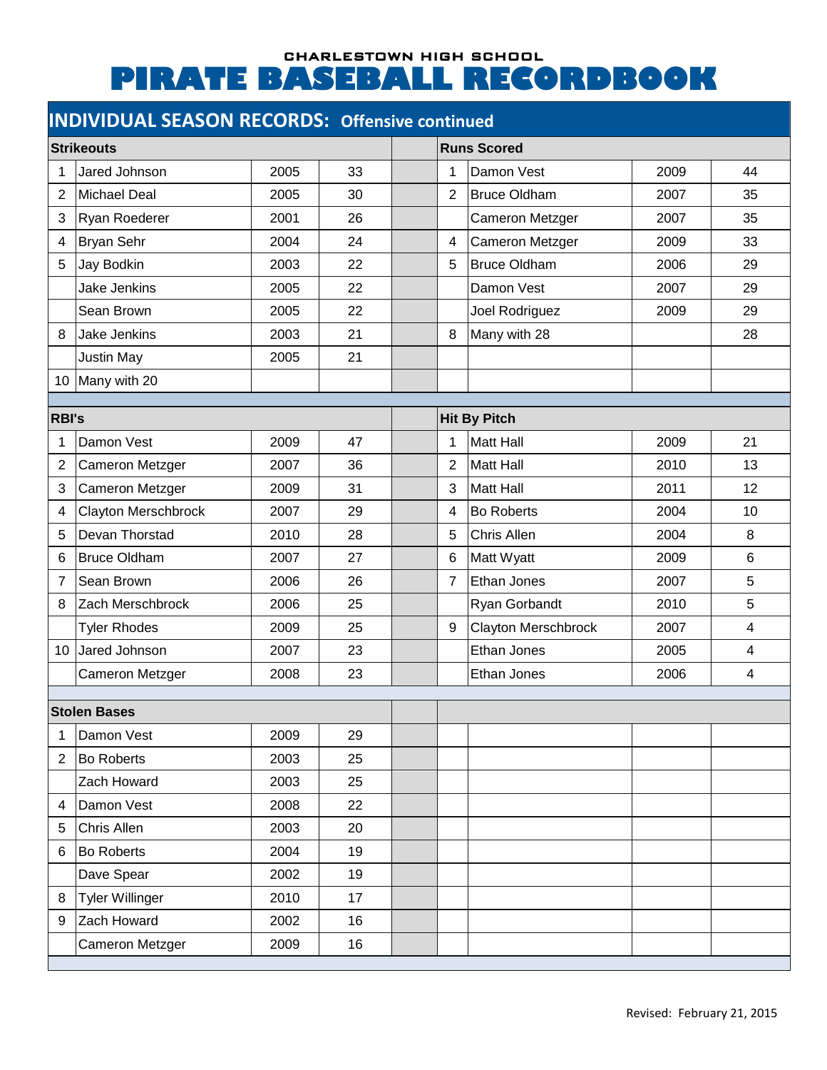CHARLESTOWN HIGH SCHOOL

# PIRATE BASEBALL RECORDBOOK

## INDIVIDUAL SEASON RECORDS: Offensive continued

### Strikeouts

| | | | |
|---|---|---|---|
| 1 | Jared Johnson | 2005 | 33 |
| 2 | Michael Deal | 2005 | 30 |
| 3 | Ryan Roederer | 2001 | 26 |
| 4 | Bryan Sehr | 2004 | 24 |
| 5 | Jay Bodkin | 2003 | 22 |
| | Jake Jenkins | 2005 | 22 |
| | Sean Brown | 2005 | 22 |
| 8 | Jake Jenkins | 2003 | 21 |
| | Justin May | 2005 | 21 |
| 10 | Many with 20 | | |

### Runs Scored

| | | | |
|---|---|---|---|
| 1 | Damon Vest | 2009 | 44 |
| 2 | Bruce Oldham | 2007 | 35 |
| | Cameron Metzger | 2007 | 35 |
| 4 | Cameron Metzger | 2009 | 33 |
| 5 | Bruce Oldham | 2006 | 29 |
| | Damon Vest | 2007 | 29 |
| | Joel Rodriguez | 2009 | 29 |
| 8 | Many with 28 | | 28 |

### RBI's

| | | | |
|---|---|---|---|
| 1 | Damon Vest | 2009 | 47 |
| 2 | Cameron Metzger | 2007 | 36 |
| 3 | Cameron Metzger | 2009 | 31 |
| 4 | Clayton Merschbrock | 2007 | 29 |
| 5 | Devan Thorstad | 2010 | 28 |
| 6 | Bruce Oldham | 2007 | 27 |
| 7 | Sean Brown | 2006 | 26 |
| 8 | Zach Merschbrock | 2006 | 25 |
| | Tyler Rhodes | 2009 | 25 |
| 10 | Jared Johnson | 2007 | 23 |
| | Cameron Metzger | 2008 | 23 |

### Hit By Pitch

| | | | |
|---|---|---|---|
| 1 | Matt Hall | 2009 | 21 |
| 2 | Matt Hall | 2010 | 13 |
| 3 | Matt Hall | 2011 | 12 |
| 4 | Bo Roberts | 2004 | 10 |
| 5 | Chris Allen | 2004 | 8 |
| 6 | Matt Wyatt | 2009 | 6 |
| 7 | Ethan Jones | 2007 | 5 |
| | Ryan Gorbandt | 2010 | 5 |
| 9 | Clayton Merschbrock | 2007 | 4 |
| | Ethan Jones | 2005 | 4 |
| | Ethan Jones | 2006 | 4 |

### Stolen Bases

| | | | |
|---|---|---|---|
| 1 | Damon Vest | 2009 | 29 |
| 2 | Bo Roberts | 2003 | 25 |
| | Zach Howard | 2003 | 25 |
| 4 | Damon Vest | 2008 | 22 |
| 5 | Chris Allen | 2003 | 20 |
| 6 | Bo Roberts | 2004 | 19 |
| | Dave Spear | 2002 | 19 |
| 8 | Tyler Willinger | 2010 | 17 |
| 9 | Zach Howard | 2002 | 16 |
| | Cameron Metzger | 2009 | 16 |

Revised: February 21, 2015